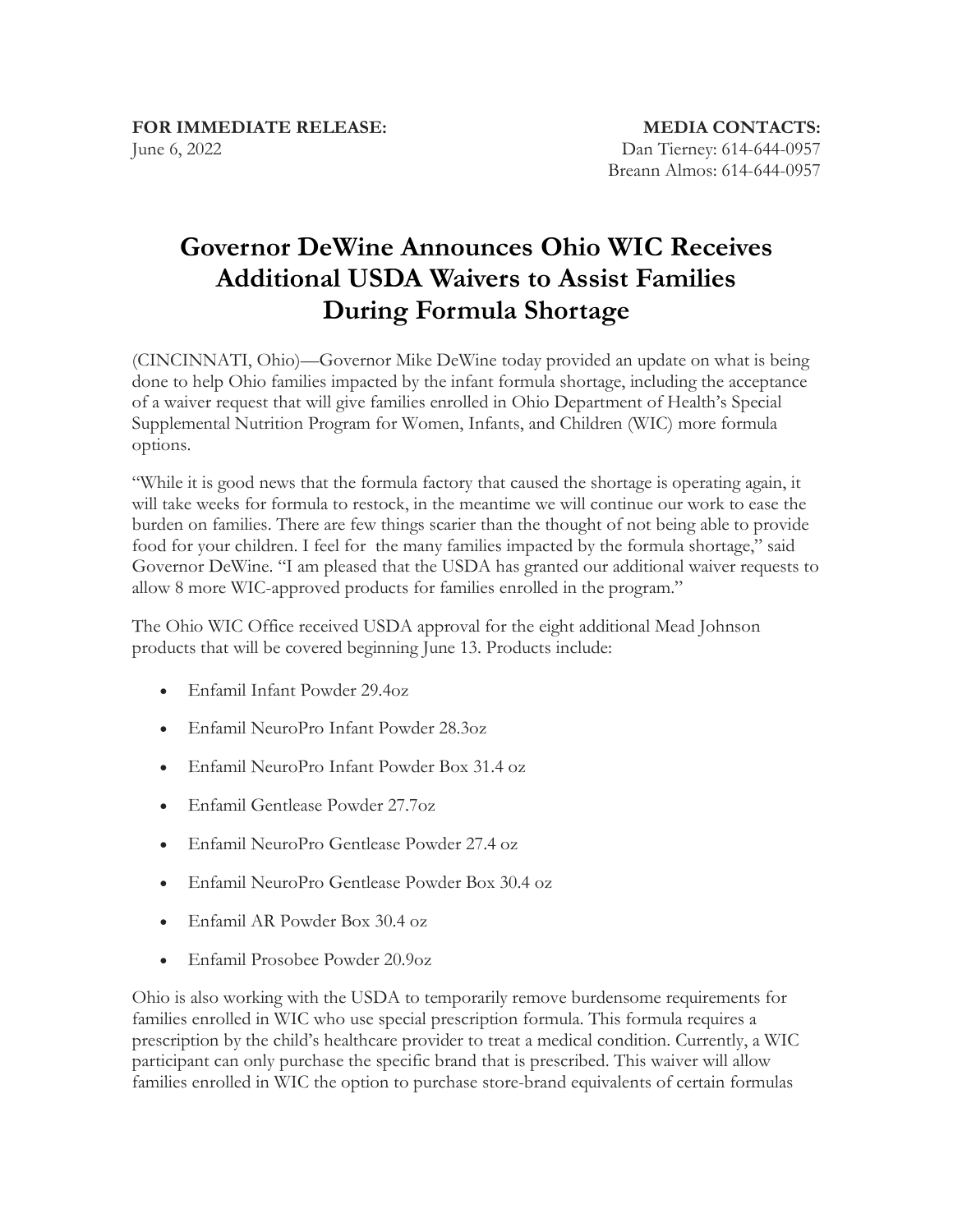**FOR IMMEDIATE RELEASE:**
June 6, 2022

**MEDIA CONTACTS:**
Dan Tierney: 614-644-0957
Breann Almos: 614-644-0957

# Governor DeWine Announces Ohio WIC Receives Additional USDA Waivers to Assist Families During Formula Shortage

(CINCINNATI, Ohio)—Governor Mike DeWine today provided an update on what is being done to help Ohio families impacted by the infant formula shortage, including the acceptance of a waiver request that will give families enrolled in Ohio Department of Health's Special Supplemental Nutrition Program for Women, Infants, and Children (WIC) more formula options.

"While it is good news that the formula factory that caused the shortage is operating again, it will take weeks for formula to restock, in the meantime we will continue our work to ease the burden on families. There are few things scarier than the thought of not being able to provide food for your children. I feel for the many families impacted by the formula shortage," said Governor DeWine. "I am pleased that the USDA has granted our additional waiver requests to allow 8 more WIC-approved products for families enrolled in the program."

The Ohio WIC Office received USDA approval for the eight additional Mead Johnson products that will be covered beginning June 13. Products include:

- Enfamil Infant Powder 29.4oz
- Enfamil NeuroPro Infant Powder 28.3oz
- Enfamil NeuroPro Infant Powder Box 31.4 oz
- Enfamil Gentlease Powder 27.7oz
- Enfamil NeuroPro Gentlease Powder 27.4 oz
- Enfamil NeuroPro Gentlease Powder Box 30.4 oz
- Enfamil AR Powder Box 30.4 oz
- Enfamil Prosobee Powder 20.9oz

Ohio is also working with the USDA to temporarily remove burdensome requirements for families enrolled in WIC who use special prescription formula. This formula requires a prescription by the child's healthcare provider to treat a medical condition. Currently, a WIC participant can only purchase the specific brand that is prescribed. This waiver will allow families enrolled in WIC the option to purchase store-brand equivalents of certain formulas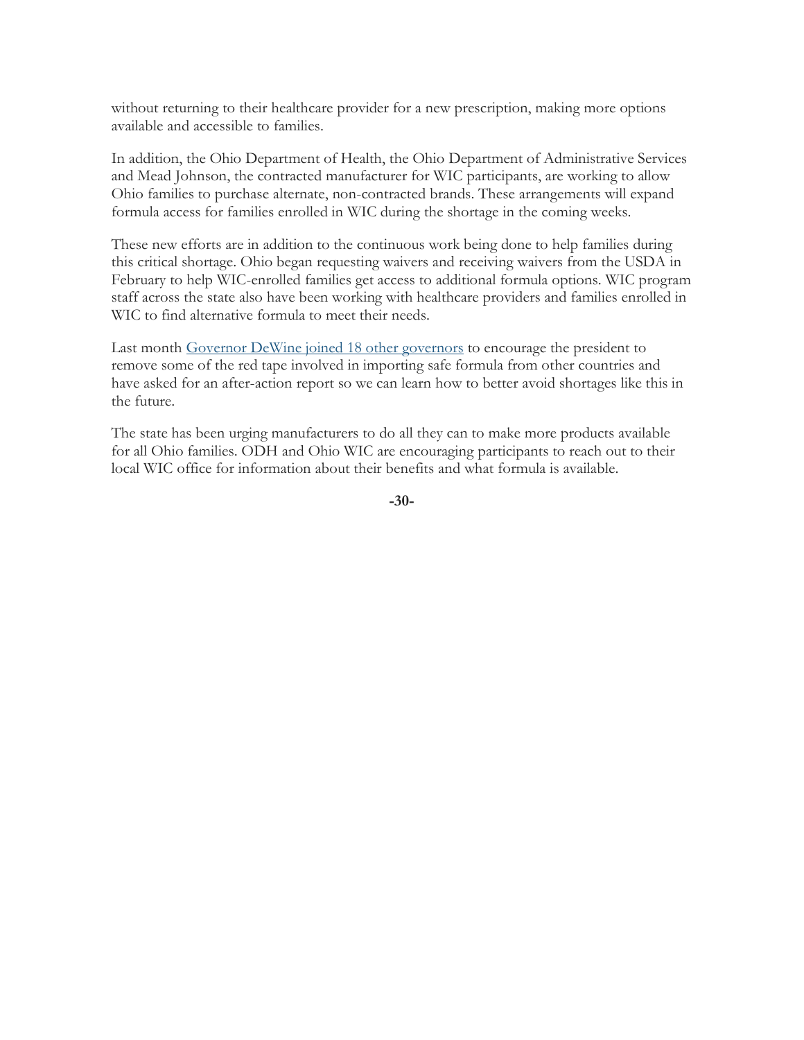without returning to their healthcare provider for a new prescription, making more options available and accessible to families.

In addition, the Ohio Department of Health, the Ohio Department of Administrative Services and Mead Johnson, the contracted manufacturer for WIC participants, are working to allow Ohio families to purchase alternate, non-contracted brands. These arrangements will expand formula access for families enrolled in WIC during the shortage in the coming weeks.

These new efforts are in addition to the continuous work being done to help families during this critical shortage. Ohio began requesting waivers and receiving waivers from the USDA in February to help WIC-enrolled families get access to additional formula options. WIC program staff across the state also have been working with healthcare providers and families enrolled in WIC to find alternative formula to meet their needs.

Last month Governor DeWine joined 18 other governors to encourage the president to remove some of the red tape involved in importing safe formula from other countries and have asked for an after-action report so we can learn how to better avoid shortages like this in the future.

The state has been urging manufacturers to do all they can to make more products available for all Ohio families. ODH and Ohio WIC are encouraging participants to reach out to their local WIC office for information about their benefits and what formula is available.

**-30-**